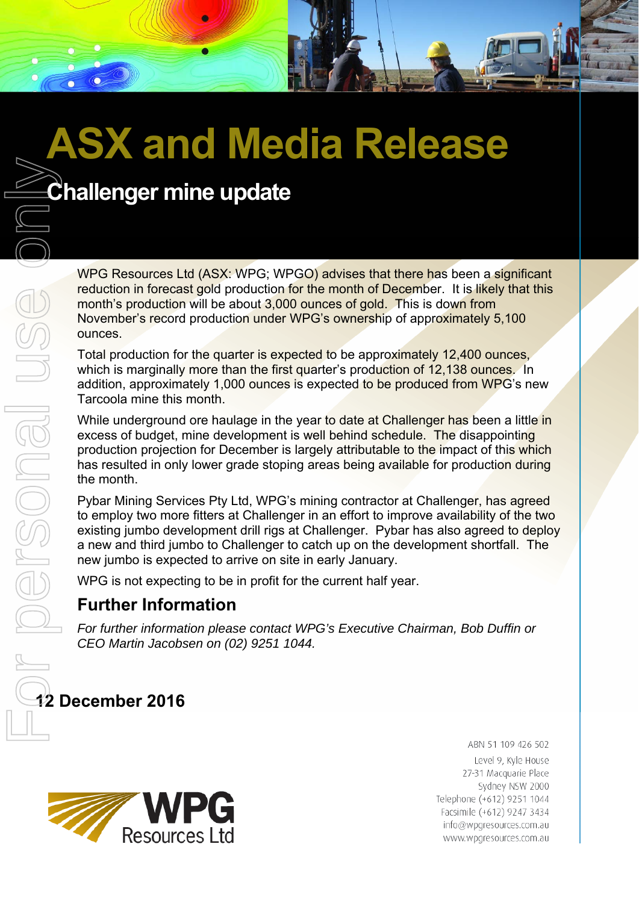# ASX and Media Release

## Challenger mine update

WPG Resources Ltd (ASX: WPG; WPGO) advises that there has been a significant reduction in forecast gold production for the month of December. It is likely that this month's production will be about 3,000 ounces of gold. This is down from November's record production under WPG's ownership of approximately 5,100 ounces.

Total production for the quarter is expected to be approximately 12,400 ounces, which is marginally more than the first quarter's production of 12,138 ounces. In addition, approximately 1,000 ounces is expected to be produced from WPG's new Tarcoola mine this month.

While underground ore haulage in the year to date at Challenger has been a little in excess of budget, mine development is well behind schedule. The disappointing production projection for December is largely attributable to the impact of this which has resulted in only lower grade stoping areas being available for production during the month.

Pybar Mining Services Pty Ltd, WPG's mining contractor at Challenger, has agreed to employ two more fitters at Challenger in an effort to improve availability of the two existing jumbo development drill rigs at Challenger. Pybar has also agreed to deploy a new and third jumbo to Challenger to catch up on the development shortfall. The new jumbo is expected to arrive on site in early January.

WPG is not expecting to be in profit for the current half year.

## Further Information

*For further information please contact WPG's Executive Chairman, Bob Duffin or CEO Martin Jacobsen on (02) 9251 1044.*

**12 December 2016**

WPG Resources Ltd

ABN 51 109 426 502
Level 9, Kyle House
27-31 Macquarie Place
Sydney NSW 2000
Telephone (+612) 9251 1044
Facsimile (+612) 9247 3434
info@wpgresources.com.au
www.wpgresources.com.au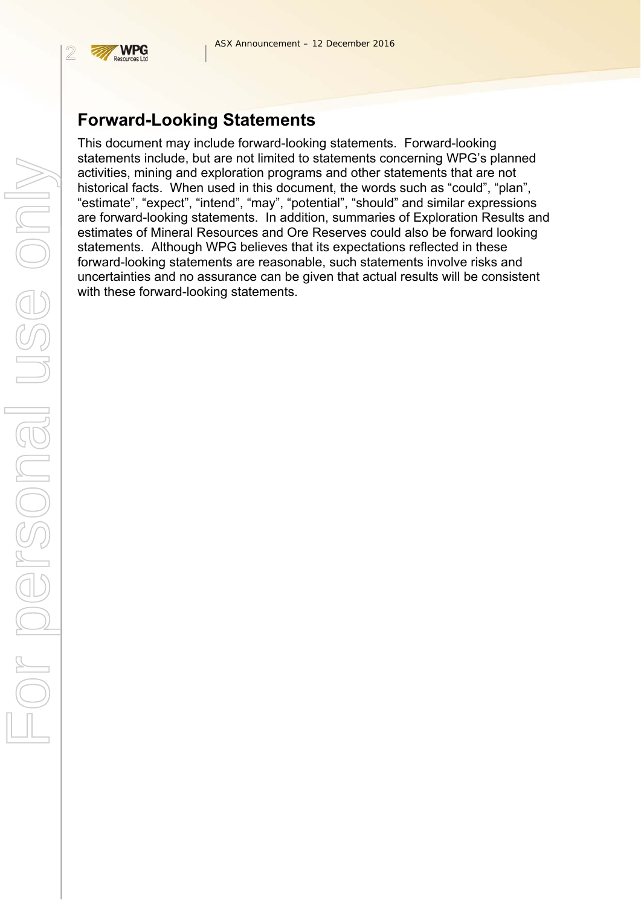## Forward-Looking Statements

This document may include forward-looking statements. Forward-looking statements include, but are not limited to statements concerning WPG's planned activities, mining and exploration programs and other statements that are not historical facts. When used in this document, the words such as "could", "plan", "estimate", "expect", "intend", "may", "potential", "should" and similar expressions are forward-looking statements. In addition, summaries of Exploration Results and estimates of Mineral Resources and Ore Reserves could also be forward looking statements. Although WPG believes that its expectations reflected in these forward-looking statements are reasonable, such statements involve risks and uncertainties and no assurance can be given that actual results will be consistent with these forward-looking statements.